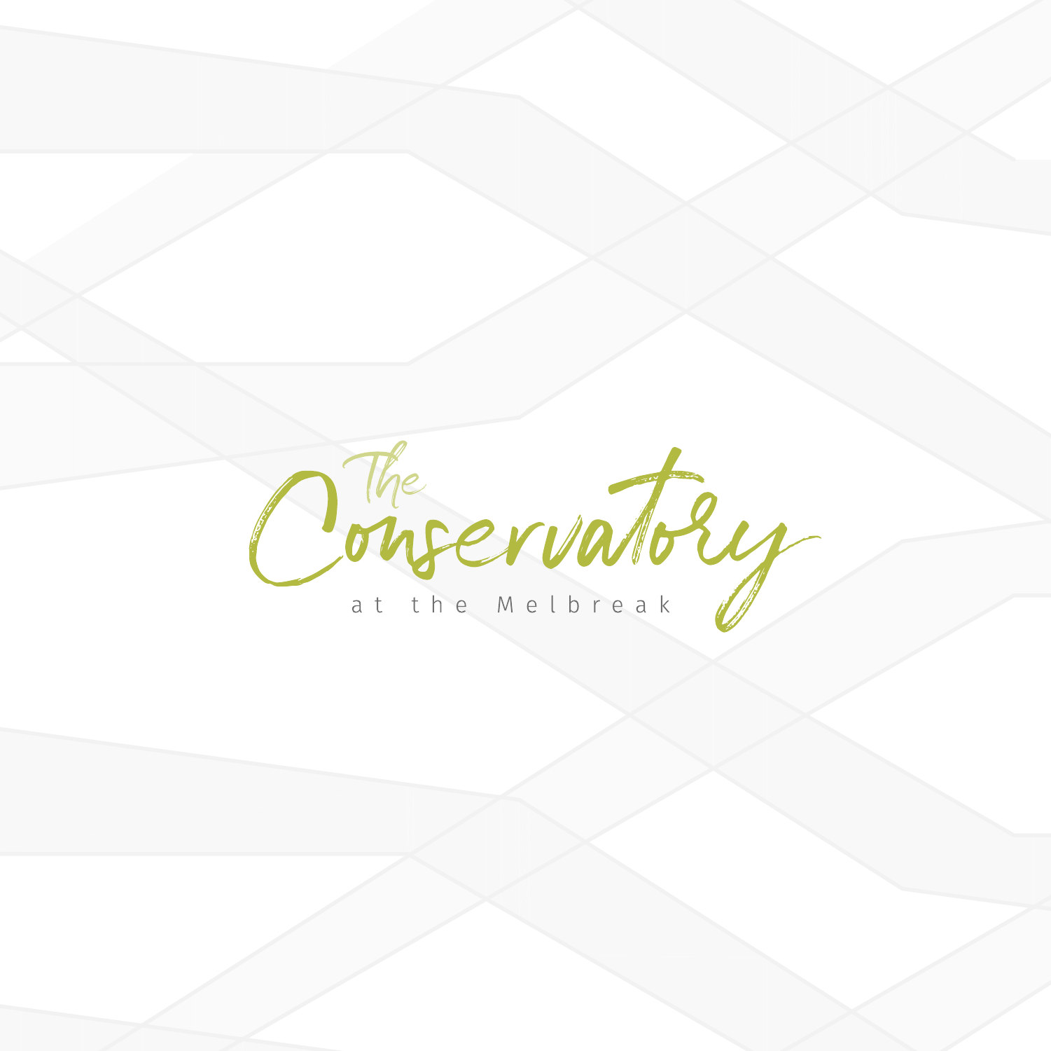# The Conservatory

at the Melbreak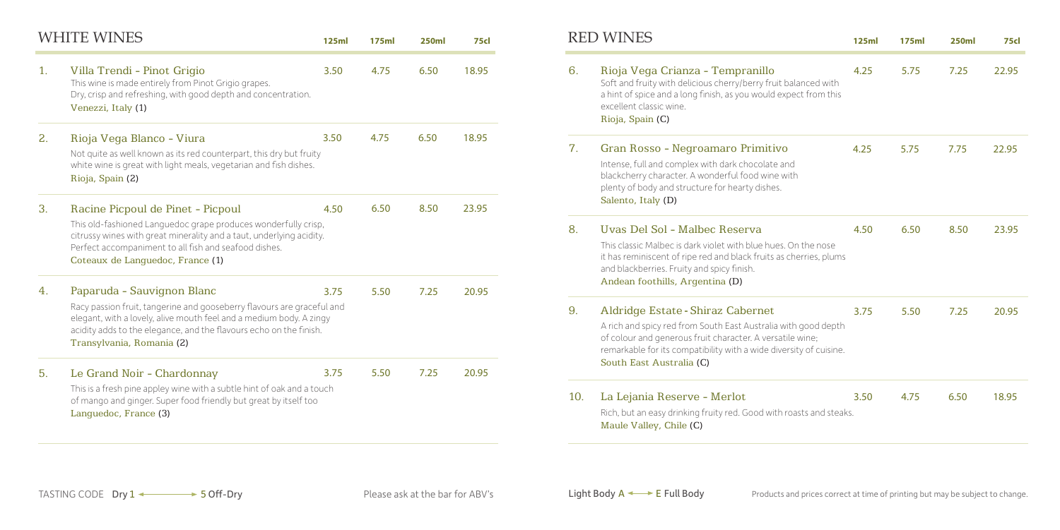## WHITE WINES

| | | 125ml | 175ml | 250ml | 75cl |
|---|---|---|---|---|---|
| 1. | **Villa Trendi - Pinot Grigio**<br>This wine is made entirely from Pinot Grigio grapes. Dry, crisp and refreshing, with good depth and concentration.<br>Venezzi, Italy (1) | 3.50 | 4.75 | 6.50 | 18.95 |
| 2. | **Rioja Vega Blanco - Viura**<br>Not quite as well known as its red counterpart, this dry but fruity white wine is great with light meals, vegetarian and fish dishes.<br>Rioja, Spain (2) | 3.50 | 4.75 | 6.50 | 18.95 |
| 3. | **Racine Picpoul de Pinet - Picpoul**<br>This old-fashioned Languedoc grape produces wonderfully crisp, citrussy wines with great minerality and a taut, underlying acidity. Perfect accompaniment to all fish and seafood dishes.<br>Coteaux de Languedoc, France (1) | 4.50 | 6.50 | 8.50 | 23.95 |
| 4. | **Paparuda - Sauvignon Blanc**<br>Racy passion fruit, tangerine and gooseberry flavours are graceful and elegant, with a lovely, alive mouth feel and a medium body. A zingy acidity adds to the elegance, and the flavours echo on the finish.<br>Transylvania, Romania (2) | 3.75 | 5.50 | 7.25 | 20.95 |
| 5. | **Le Grand Noir - Chardonnay**<br>This is a fresh pine appley wine with a subtle hint of oak and a touch of mango and ginger. Super food friendly but great by itself too<br>Languedoc, France (3) | 3.75 | 5.50 | 7.25 | 20.95 |

TASTING CODE Dry 1 ⟷ 5 Off-Dry

Please ask at the bar for ABV's

## RED WINES

| | | 125ml | 175ml | 250ml | 75cl |
|---|---|---|---|---|---|
| 6. | **Rioja Vega Crianza - Tempranillo**<br>Soft and fruity with delicious cherry/berry fruit balanced with a hint of spice and a long finish, as you would expect from this excellent classic wine.<br>Rioja, Spain (C) | 4.25 | 5.75 | 7.25 | 22.95 |
| 7. | **Gran Rosso - Negroamaro Primitivo**<br>Intense, full and complex with dark chocolate and blackcherry character. A wonderful food wine with plenty of body and structure for hearty dishes.<br>Salento, Italy (D) | 4.25 | 5.75 | 7.75 | 22.95 |
| 8. | **Uvas Del Sol - Malbec Reserva**<br>This classic Malbec is dark violet with blue hues. On the nose it has reminiscent of ripe red and black fruits as cherries, plums and blackberries. Fruity and spicy finish.<br>Andean foothills, Argentina (D) | 4.50 | 6.50 | 8.50 | 23.95 |
| 9. | **Aldridge Estate - Shiraz Cabernet**<br>A rich and spicy red from South East Australia with good depth of colour and generous fruit character. A versatile wine; remarkable for its compatibility with a wide diversity of cuisine.<br>South East Australia (C) | 3.75 | 5.50 | 7.25 | 20.95 |
| 10. | **La Lejania Reserve - Merlot**<br>Rich, but an easy drinking fruity red. Good with roasts and steaks.<br>Maule Valley, Chile (C) | 3.50 | 4.75 | 6.50 | 18.95 |

Light Body A ⟷ E Full Body

Products and prices correct at time of printing but may be subject to change.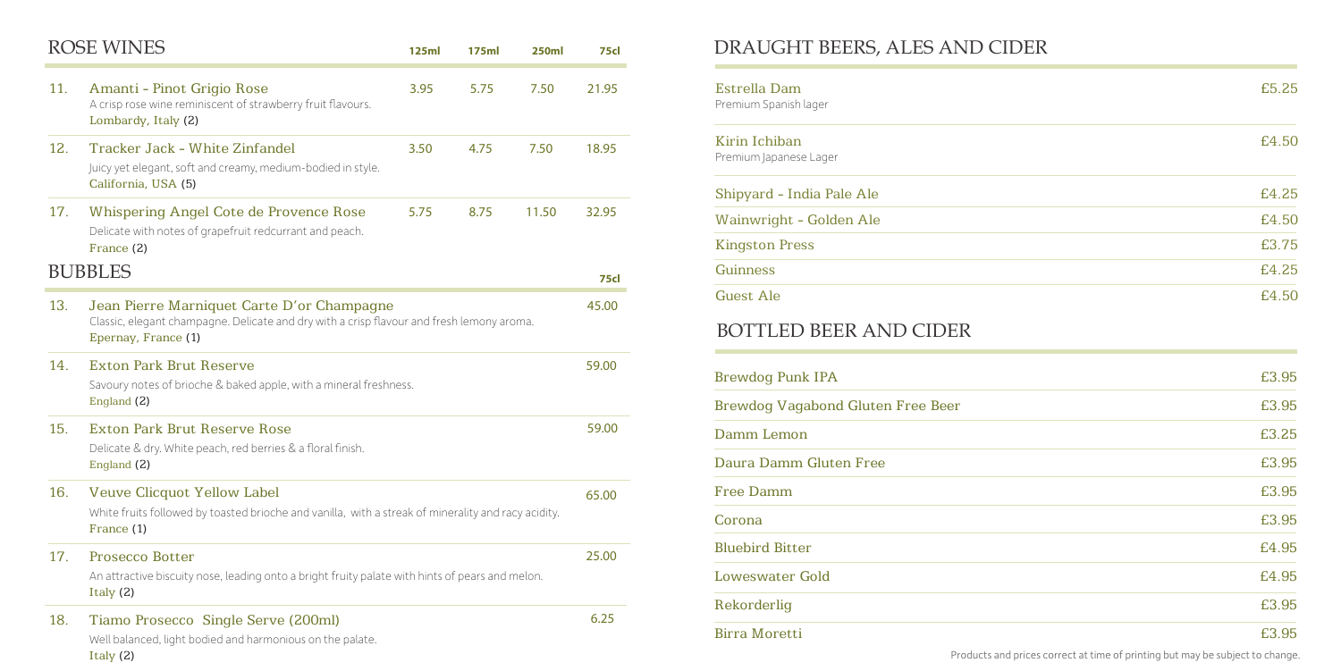## ROSE WINES

| | | 125ml | 175ml | 250ml | 75cl |
|---|---|---|---|---|---|
| 11. | **Amanti - Pinot Grigio Rose**<br>A crisp rose wine reminiscent of strawberry fruit flavours.<br>Lombardy, Italy (2) | 3.95 | 5.75 | 7.50 | 21.95 |
| 12. | **Tracker Jack - White Zinfandel**<br>Juicy yet elegant, soft and creamy, medium-bodied in style.<br>California, USA (5) | 3.50 | 4.75 | 7.50 | 18.95 |
| 17. | **Whispering Angel Cote de Provence Rose**<br>Delicate with notes of grapefruit redcurrant and peach.<br>France (2) | 5.75 | 8.75 | 11.50 | 32.95 |

## BUBBLES

| | | 75cl |
|---|---|---|
| 13. | **Jean Pierre Marniquet Carte D'or Champagne**<br>Classic, elegant champagne. Delicate and dry with a crisp flavour and fresh lemony aroma.<br>Epernay, France (1) | 45.00 |
| 14. | **Exton Park Brut Reserve**<br>Savoury notes of brioche & baked apple, with a mineral freshness.<br>England (2) | 59.00 |
| 15. | **Exton Park Brut Reserve Rose**<br>Delicate & dry. White peach, red berries & a floral finish.<br>England (2) | 59.00 |
| 16. | **Veuve Clicquot Yellow Label**<br>White fruits followed by toasted brioche and vanilla, with a streak of minerality and racy acidity.<br>France (1) | 65.00 |
| 17. | **Prosecco Botter**<br>An attractive biscuity nose, leading onto a bright fruity palate with hints of pears and melon.<br>Italy (2) | 25.00 |
| 18. | **Tiamo Prosecco Single Serve (200ml)**<br>Well balanced, light bodied and harmonious on the palate.<br>Italy (2) | 6.25 |

## DRAUGHT BEERS, ALES AND CIDER

| | |
|---|---|
| **Estrella Dam**<br>Premium Spanish lager | £5.25 |
| **Kirin Ichiban**<br>Premium Japanese Lager | £4.50 |
| Shipyard - India Pale Ale | £4.25 |
| Wainwright - Golden Ale | £4.50 |
| Kingston Press | £3.75 |
| Guinness | £4.25 |
| Guest Ale | £4.50 |

## BOTTLED BEER AND CIDER

| | |
|---|---|
| Brewdog Punk IPA | £3.95 |
| Brewdog Vagabond Gluten Free Beer | £3.95 |
| Damm Lemon | £3.25 |
| Daura Damm Gluten Free | £3.95 |
| Free Damm | £3.95 |
| Corona | £3.95 |
| Bluebird Bitter | £4.95 |
| Loweswater Gold | £4.95 |
| Rekorderlig | £3.95 |
| Birra Moretti | £3.95 |

Products and prices correct at time of printing but may be subject to change.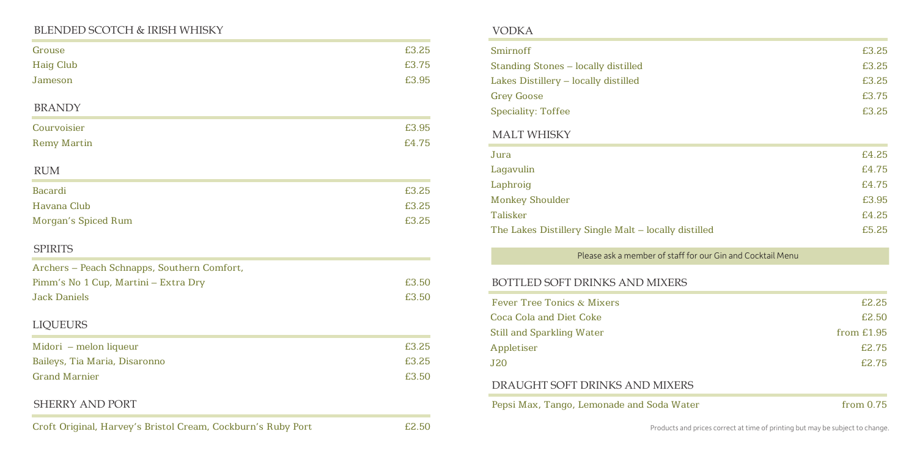## BLENDED SCOTCH & IRISH WHISKY

| | |
|---|---|
| Grouse | £3.25 |
| Haig Club | £3.75 |
| Jameson | £3.95 |

## BRANDY

| | |
|---|---|
| Courvoisier | £3.95 |
| Remy Martin | £4.75 |

## RUM

| | |
|---|---|
| Bacardi | £3.25 |
| Havana Club | £3.25 |
| Morgan's Spiced Rum | £3.25 |

## SPIRITS

| | |
|---|---|
| Archers – Peach Schnapps, Southern Comfort, Pimm's No 1 Cup, Martini – Extra Dry | £3.50 |
| Jack Daniels | £3.50 |

## LIQUEURS

| | |
|---|---|
| Midori – melon liqueur | £3.25 |
| Baileys, Tia Maria, Disaronno | £3.25 |
| Grand Marnier | £3.50 |

## SHERRY AND PORT

| | |
|---|---|
| Croft Original, Harvey's Bristol Cream, Cockburn's Ruby Port | £2.50 |

## VODKA

| | |
|---|---|
| Smirnoff | £3.25 |
| Standing Stones – locally distilled | £3.25 |
| Lakes Distillery – locally distilled | £3.25 |
| Grey Goose | £3.75 |
| Speciality: Toffee | £3.25 |

## MALT WHISKY

| | |
|---|---|
| Jura | £4.25 |
| Lagavulin | £4.75 |
| Laphroig | £4.75 |
| Monkey Shoulder | £3.95 |
| Talisker | £4.25 |
| The Lakes Distillery Single Malt – locally distilled | £5.25 |

Please ask a member of staff for our Gin and Cocktail Menu

## BOTTLED SOFT DRINKS AND MIXERS

| | |
|---|---|
| Fever Tree Tonics & Mixers | £2.25 |
| Coca Cola and Diet Coke | £2.50 |
| Still and Sparkling Water | from £1.95 |
| Appletiser | £2.75 |
| J20 | £2.75 |

## DRAUGHT SOFT DRINKS AND MIXERS

| | |
|---|---|
| Pepsi Max, Tango, Lemonade and Soda Water | from 0.75 |

Products and prices correct at time of printing but may be subject to change.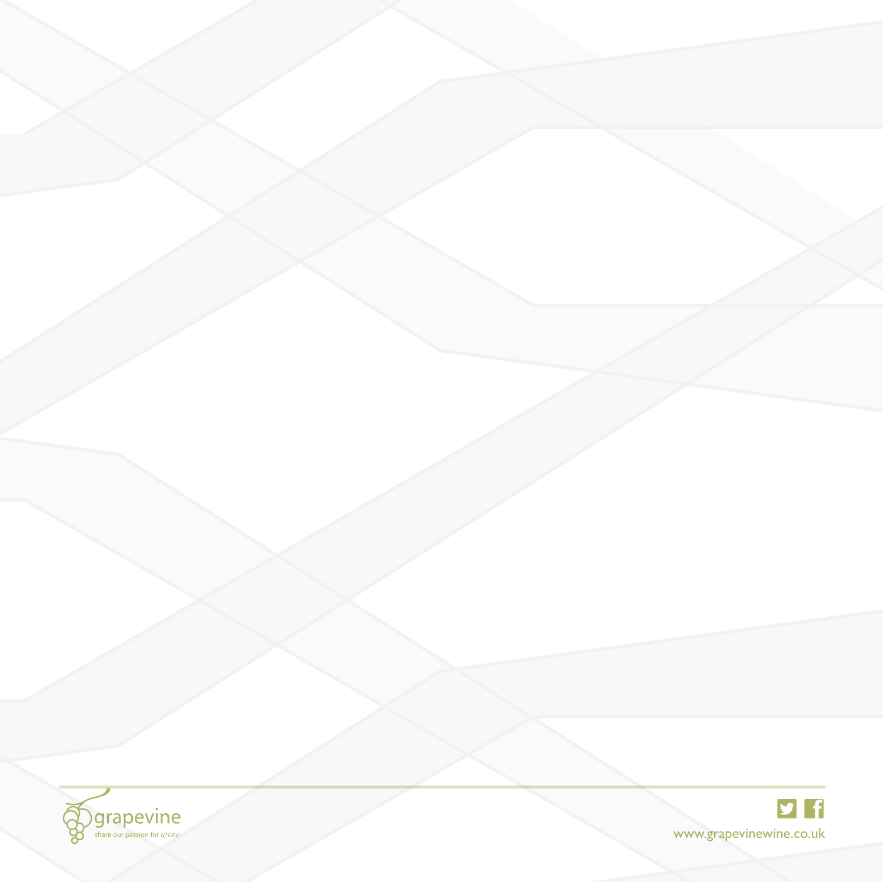grapevine

share our passion for *wine*

www.grapevinewine.co.uk